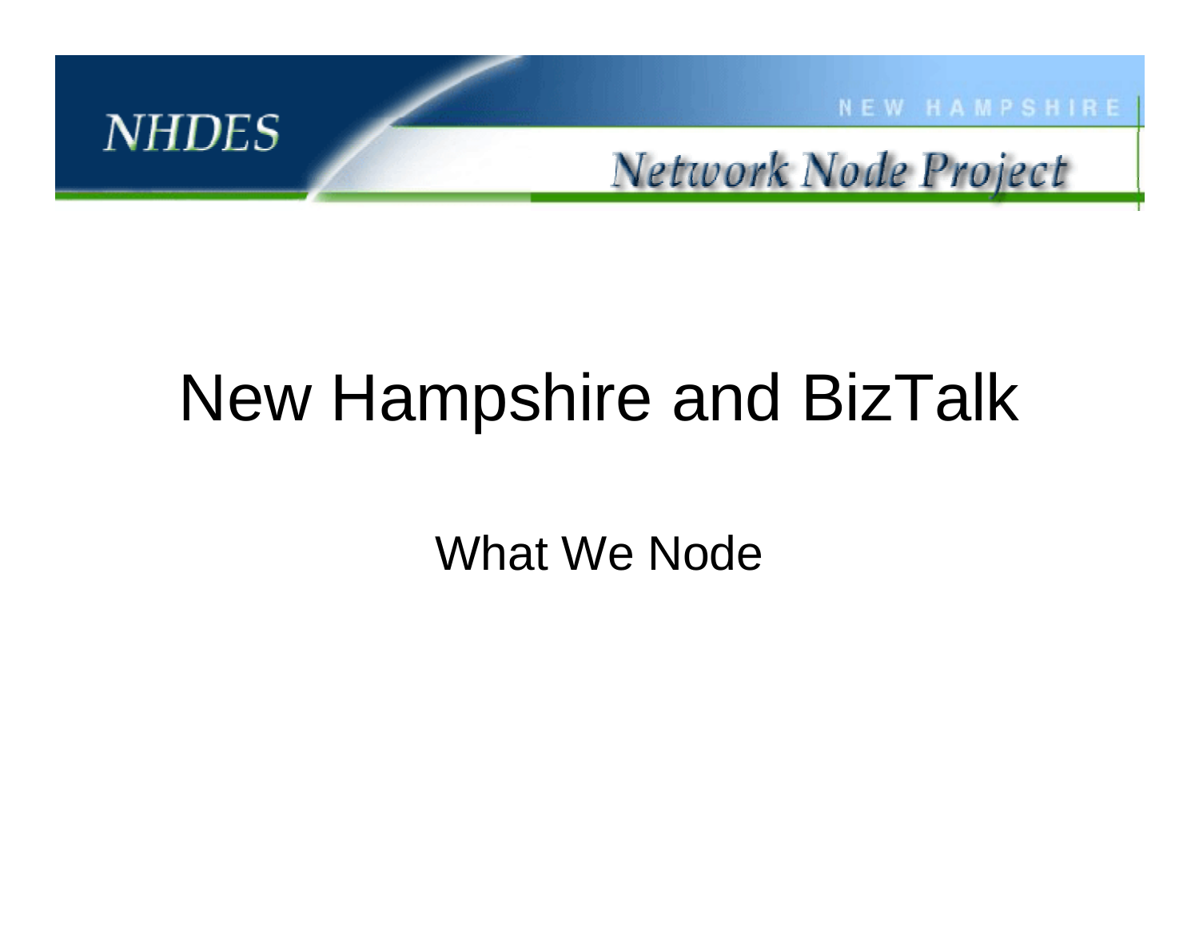NHDES

NEW HAMPSHIRE

Network Node Project

# New Hampshire and BizTalk

What We Node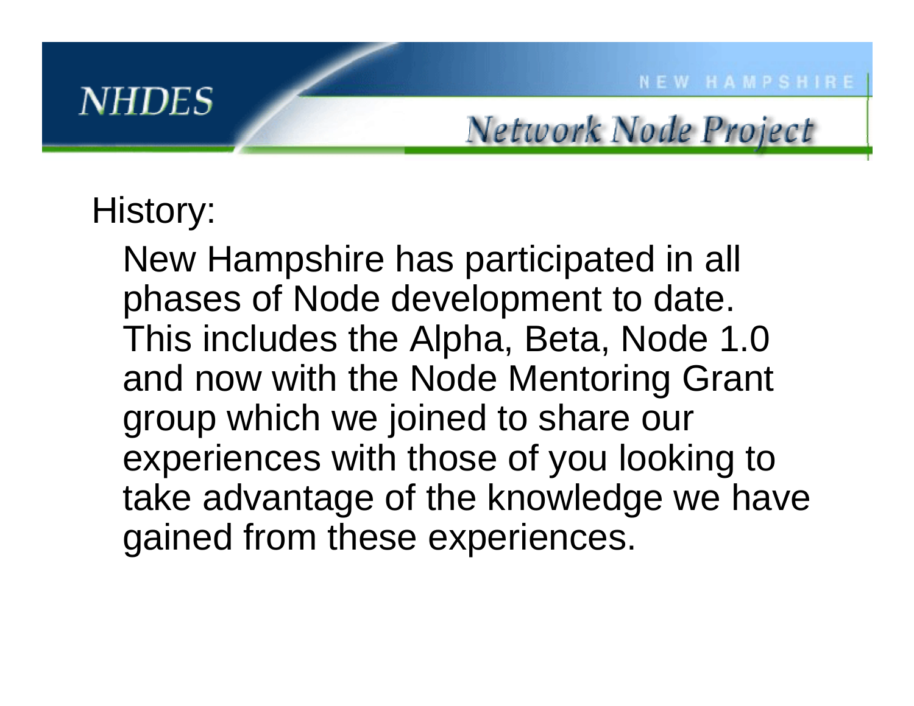History:

New Hampshire has participated in all phases of Node development to date. This includes the Alpha, Beta, Node 1.0 and now with the Node Mentoring Grant group which we joined to share our experiences with those of you looking to take advantage of the knowledge we have gained from these experiences.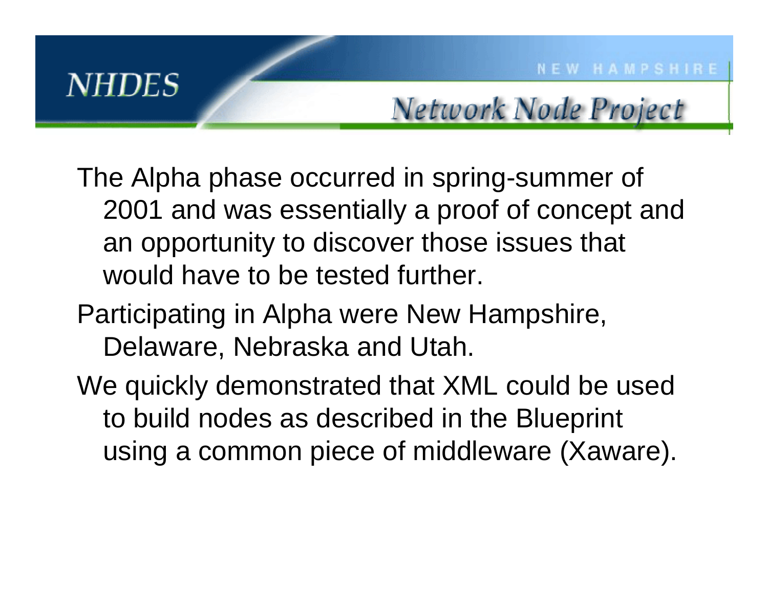The Alpha phase occurred in spring-summer of 2001 and was essentially a proof of concept and an opportunity to discover those issues that would have to be tested further.

Participating in Alpha were New Hampshire, Delaware, Nebraska and Utah.

We quickly demonstrated that XML could be used to build nodes as described in the Blueprint using a common piece of middleware (Xaware).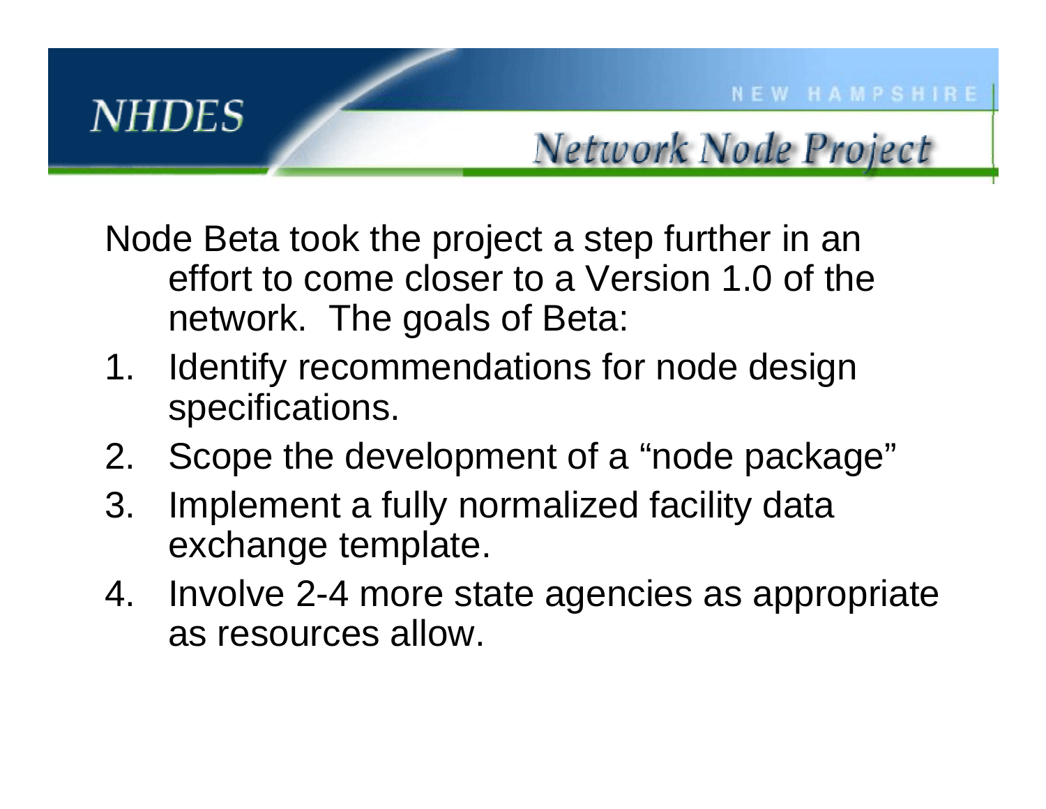Node Beta took the project a step further in an effort to come closer to a Version 1.0 of the network. The goals of Beta:

1. Identify recommendations for node design specifications.
2. Scope the development of a "node package"
3. Implement a fully normalized facility data exchange template.
4. Involve 2-4 more state agencies as appropriate as resources allow.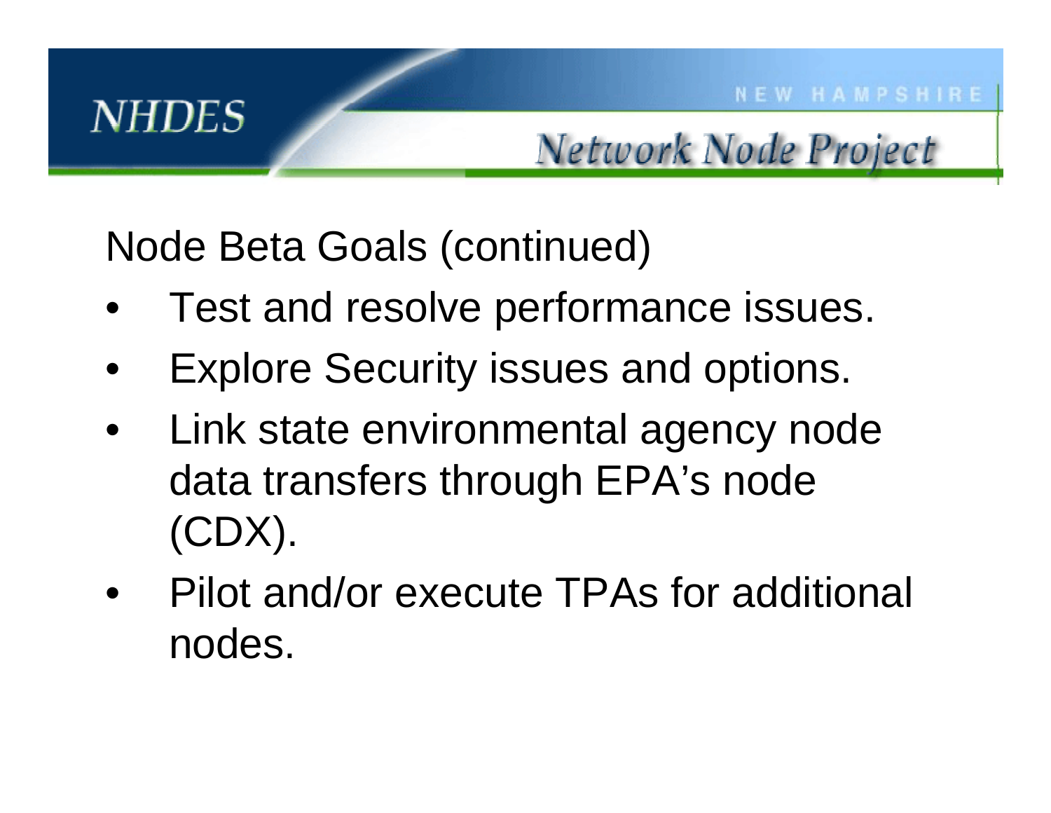Node Beta Goals (continued)

- Test and resolve performance issues.
- Explore Security issues and options.
- Link state environmental agency node data transfers through EPA's node (CDX).
- Pilot and/or execute TPAs for additional nodes.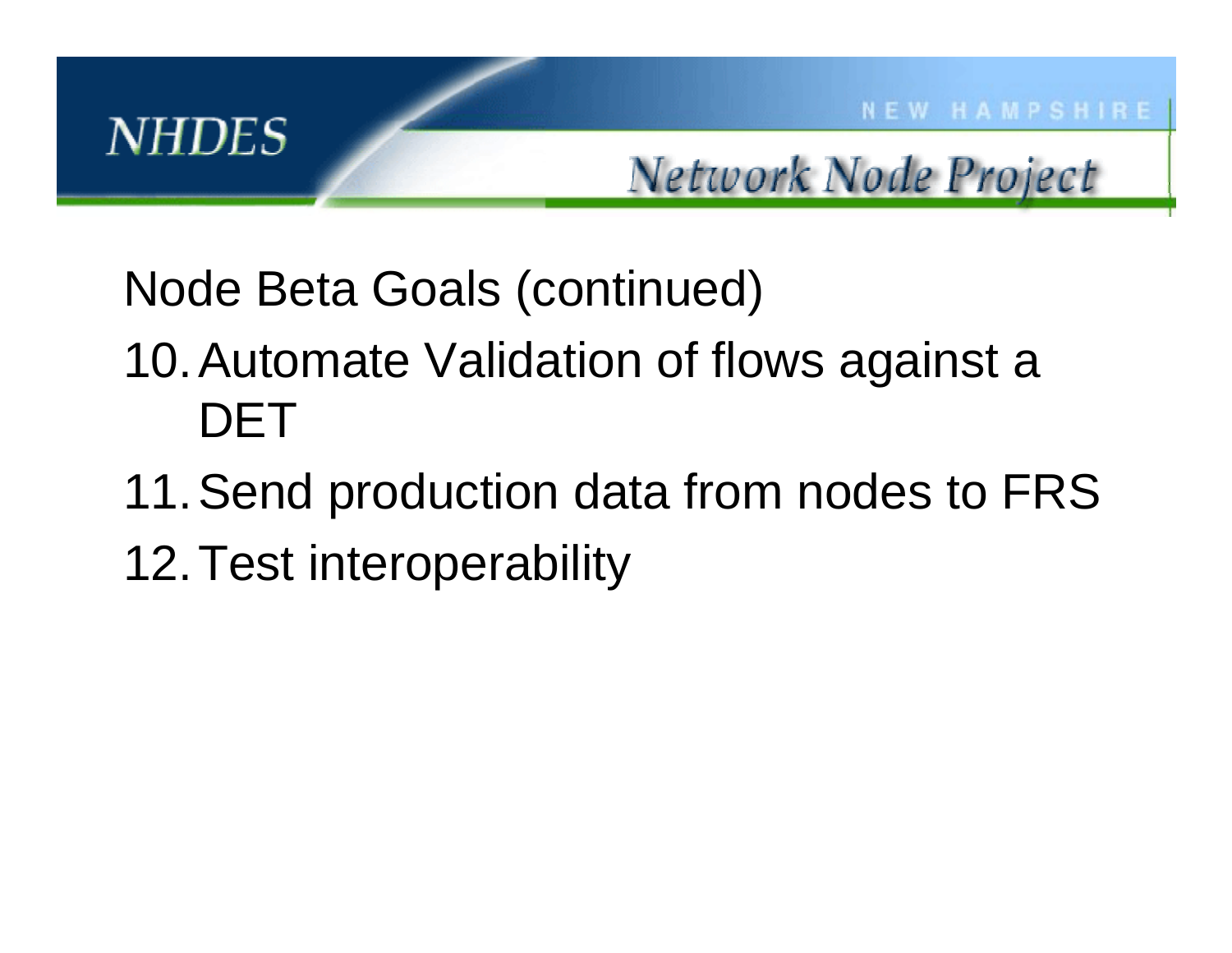Node Beta Goals (continued)

10. Automate Validation of flows against a DET
11. Send production data from nodes to FRS
12. Test interoperability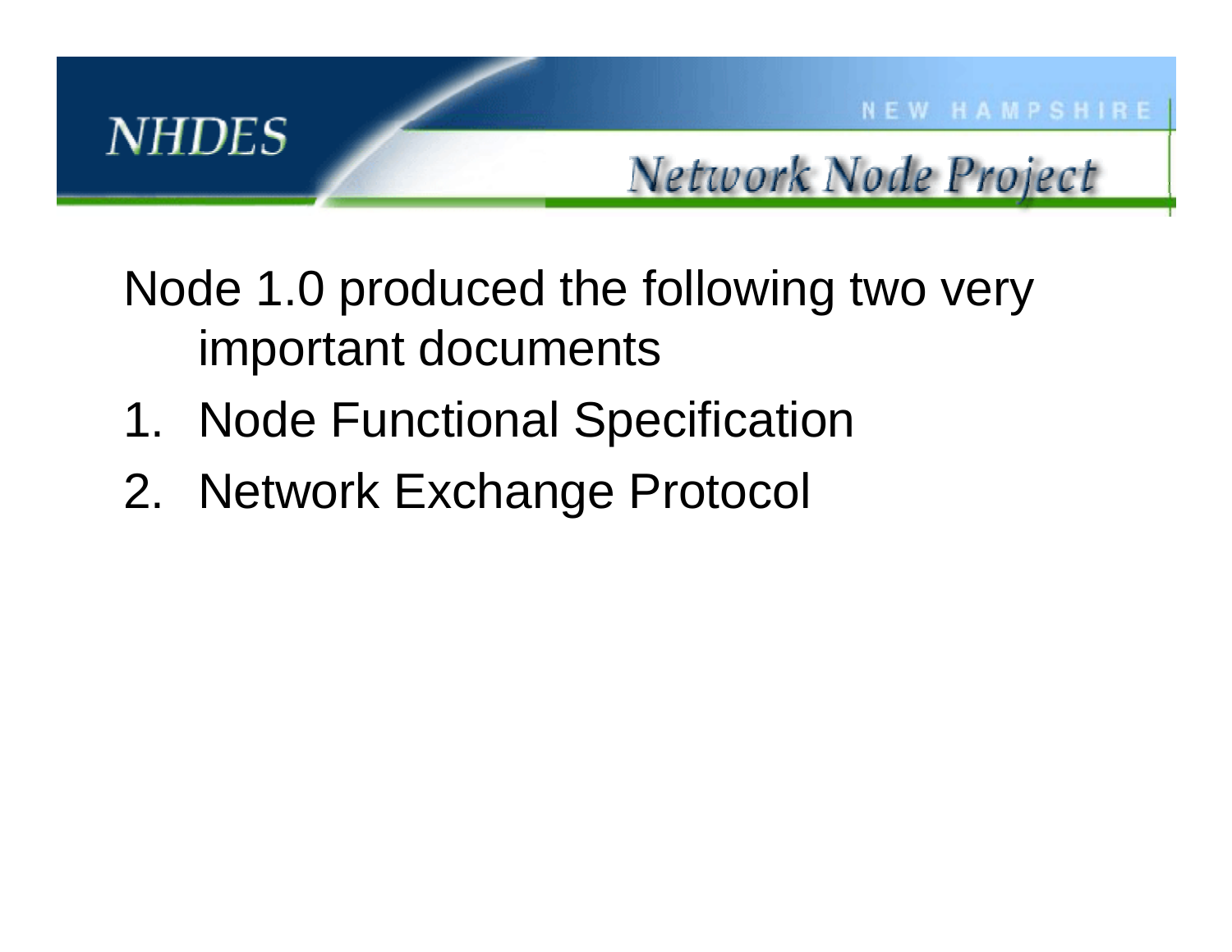Node 1.0 produced the following two very important documents

1. Node Functional Specification
2. Network Exchange Protocol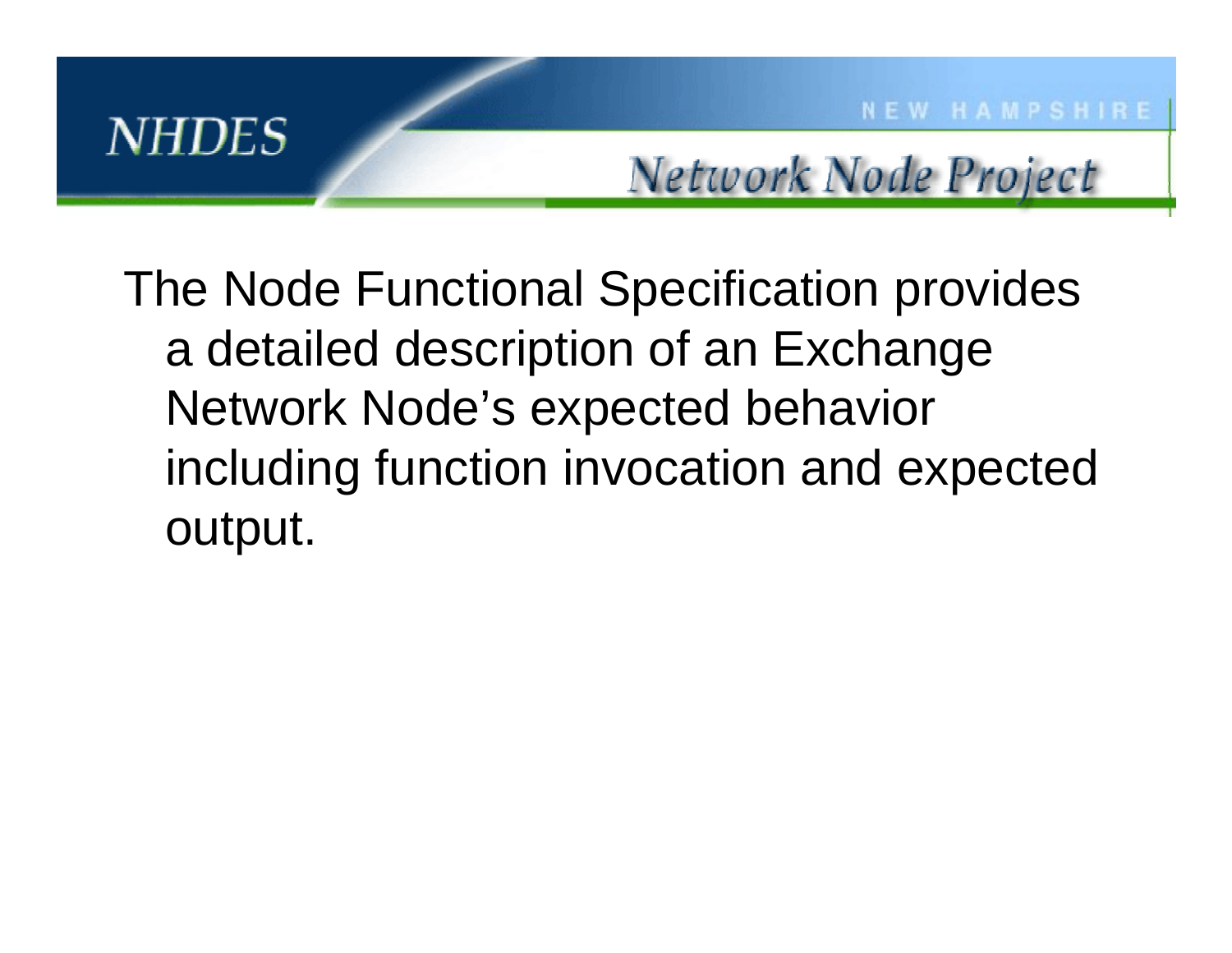The Node Functional Specification provides a detailed description of an Exchange Network Node's expected behavior including function invocation and expected output.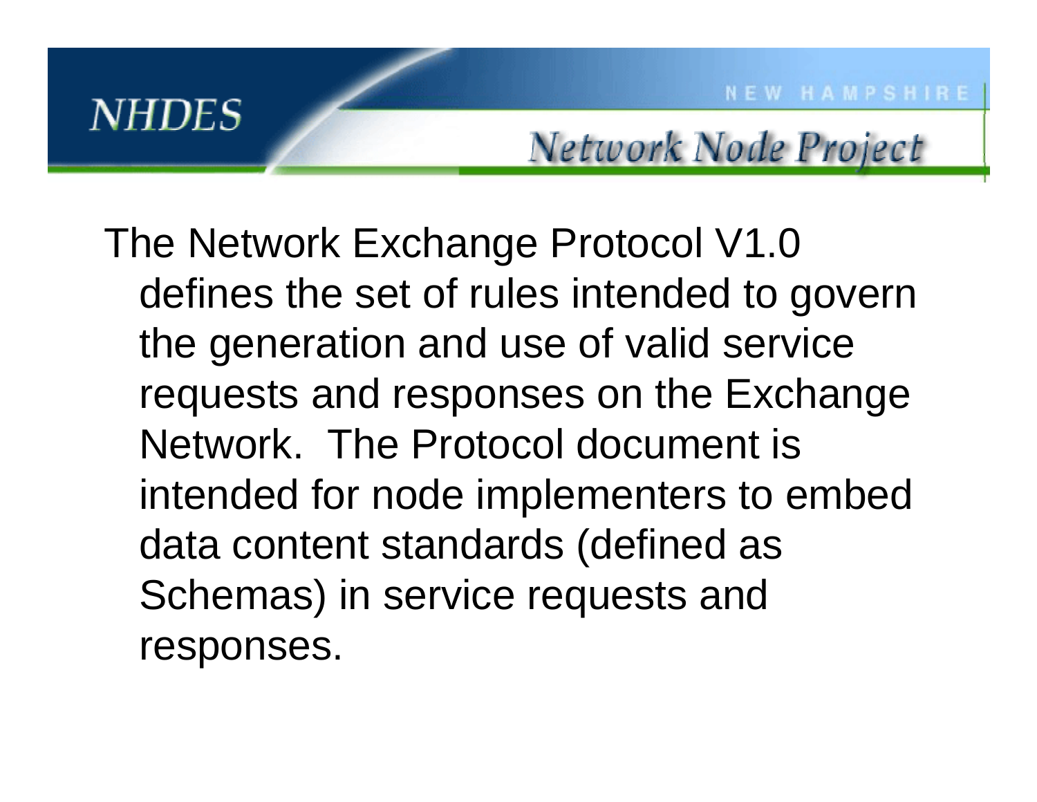The Network Exchange Protocol V1.0 defines the set of rules intended to govern the generation and use of valid service requests and responses on the Exchange Network. The Protocol document is intended for node implementers to embed data content standards (defined as Schemas) in service requests and responses.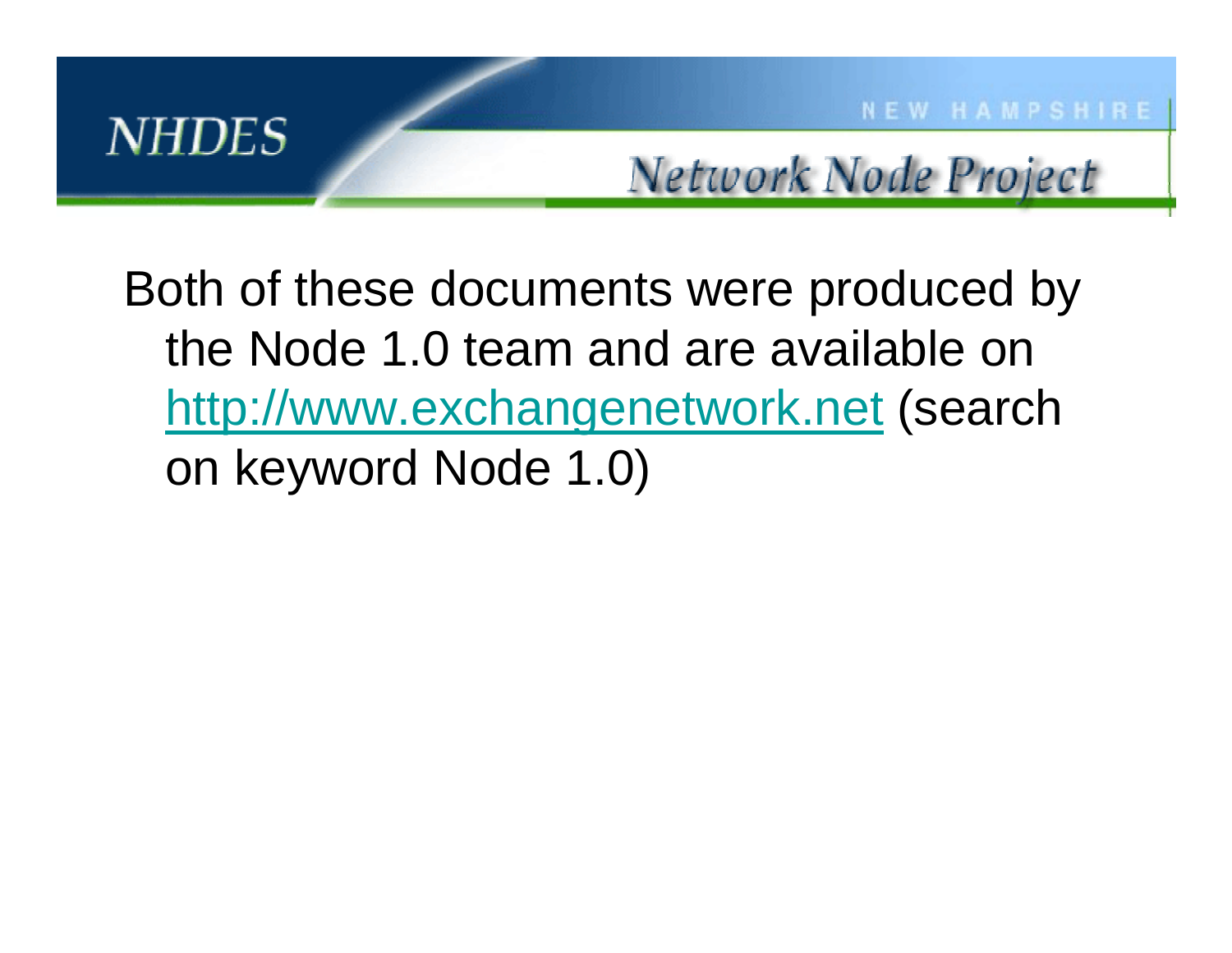Both of these documents were produced by the Node 1.0 team and are available on http://www.exchangenetwork.net (search on keyword Node 1.0)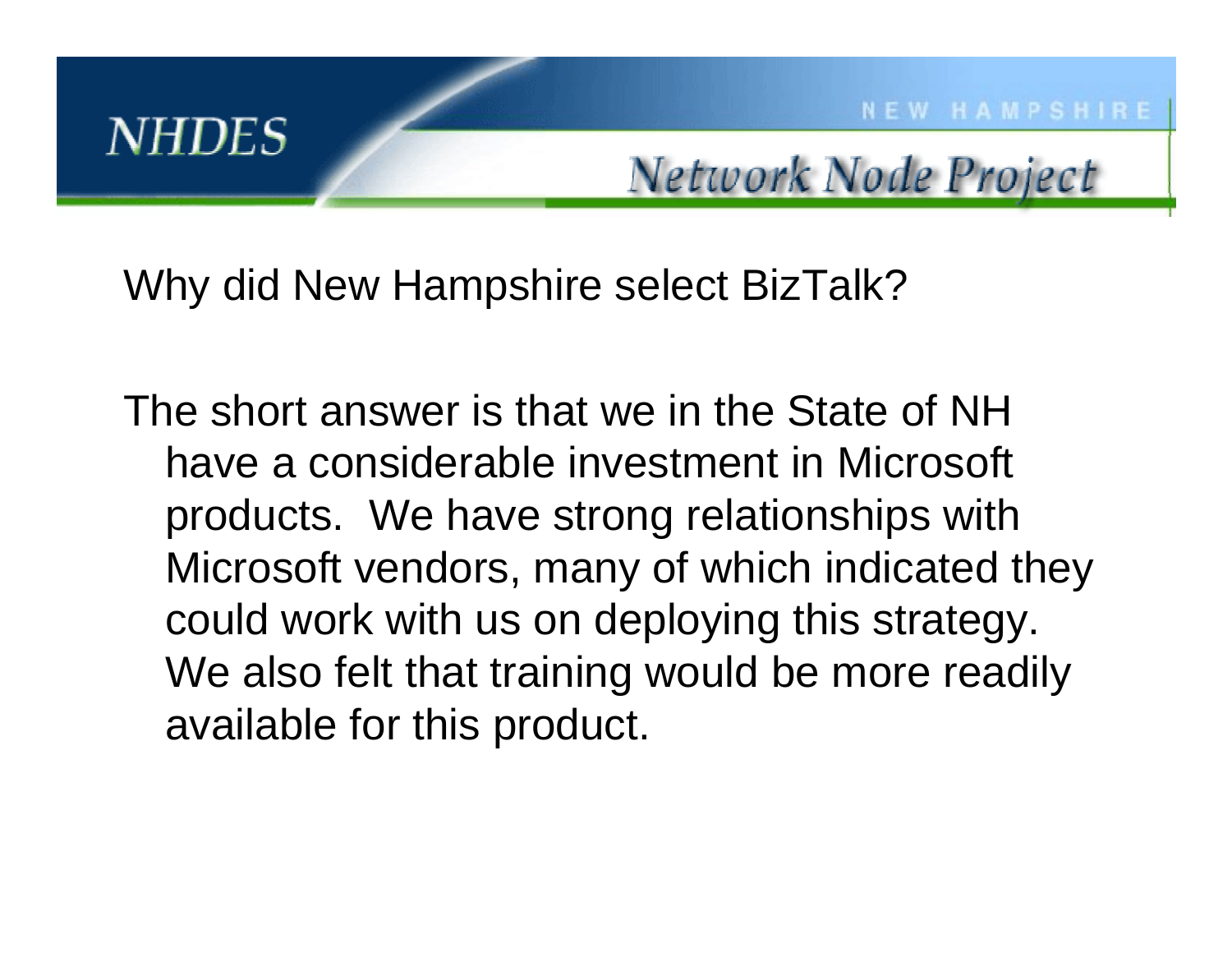Why did New Hampshire select BizTalk?

The short answer is that we in the State of NH have a considerable investment in Microsoft products. We have strong relationships with Microsoft vendors, many of which indicated they could work with us on deploying this strategy. We also felt that training would be more readily available for this product.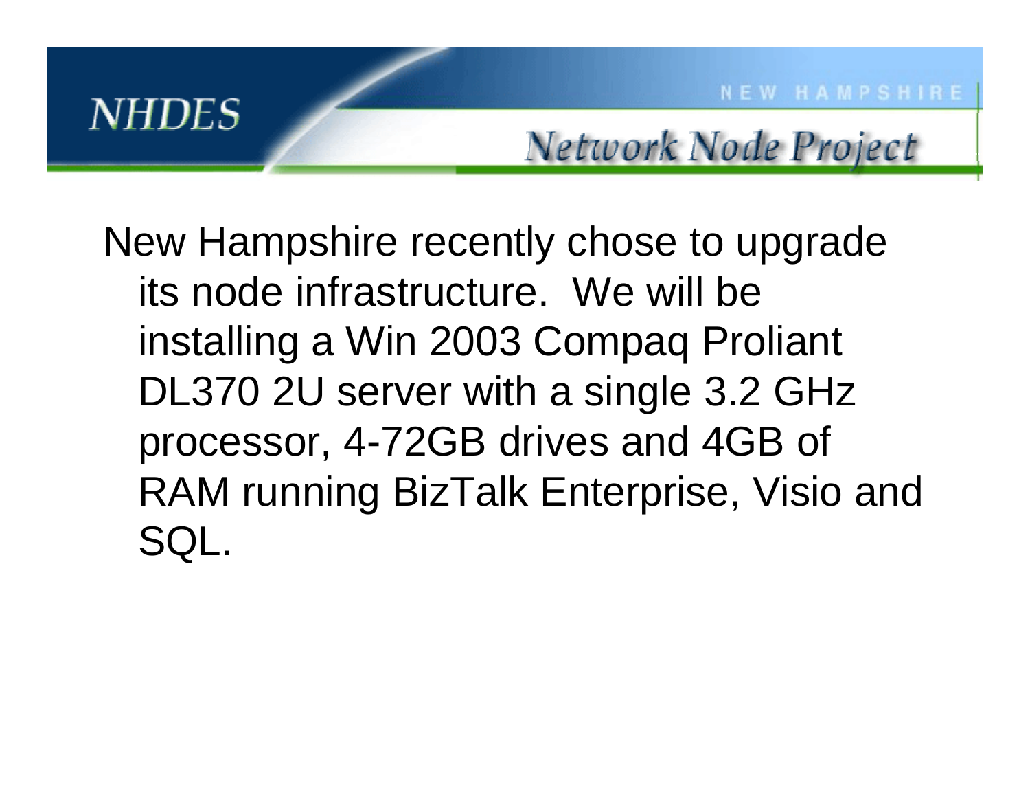New Hampshire recently chose to upgrade its node infrastructure. We will be installing a Win 2003 Compaq Proliant DL370 2U server with a single 3.2 GHz processor, 4-72GB drives and 4GB of RAM running BizTalk Enterprise, Visio and SQL.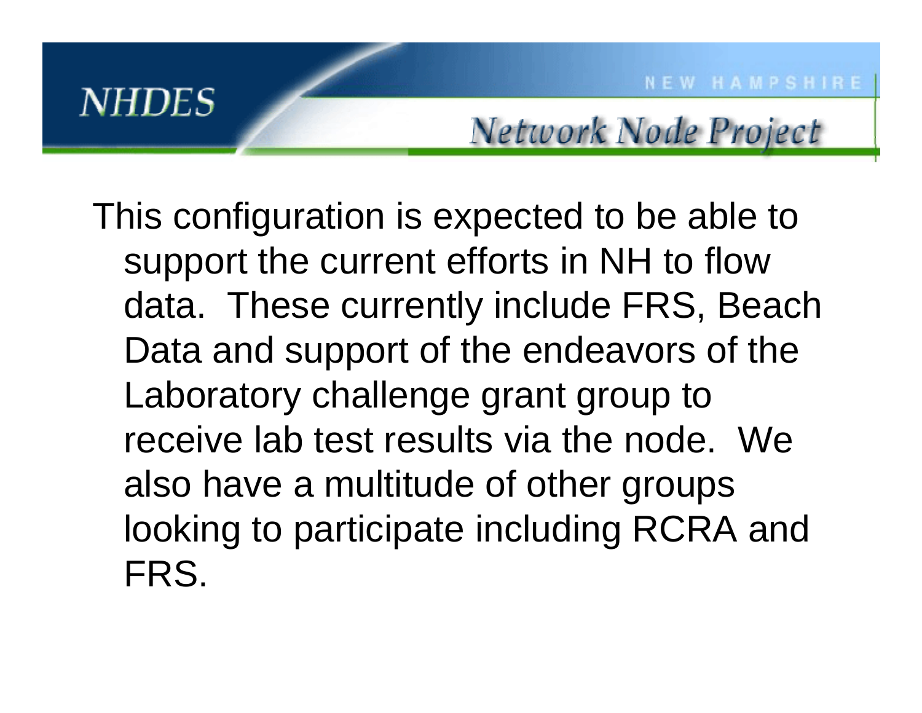This configuration is expected to be able to support the current efforts in NH to flow data. These currently include FRS, Beach Data and support of the endeavors of the Laboratory challenge grant group to receive lab test results via the node. We also have a multitude of other groups looking to participate including RCRA and FRS.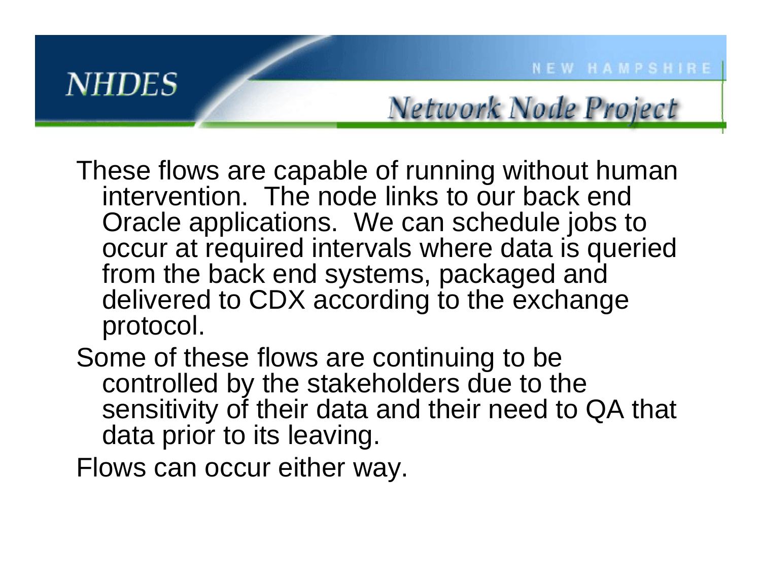These flows are capable of running without human intervention. The node links to our back end Oracle applications. We can schedule jobs to occur at required intervals where data is queried from the back end systems, packaged and delivered to CDX according to the exchange protocol.

Some of these flows are continuing to be controlled by the stakeholders due to the sensitivity of their data and their need to QA that data prior to its leaving.

Flows can occur either way.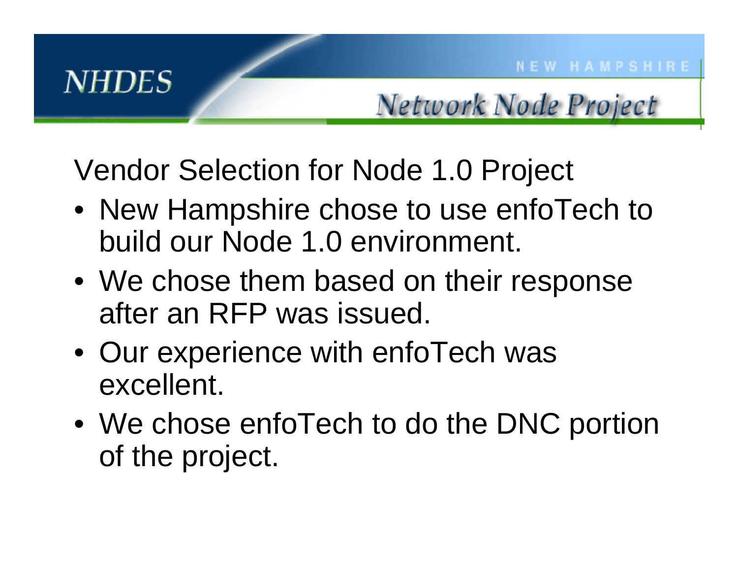## Vendor Selection for Node 1.0 Project

- New Hampshire chose to use enfoTech to build our Node 1.0 environment.
- We chose them based on their response after an RFP was issued.
- Our experience with enfoTech was excellent.
- We chose enfoTech to do the DNC portion of the project.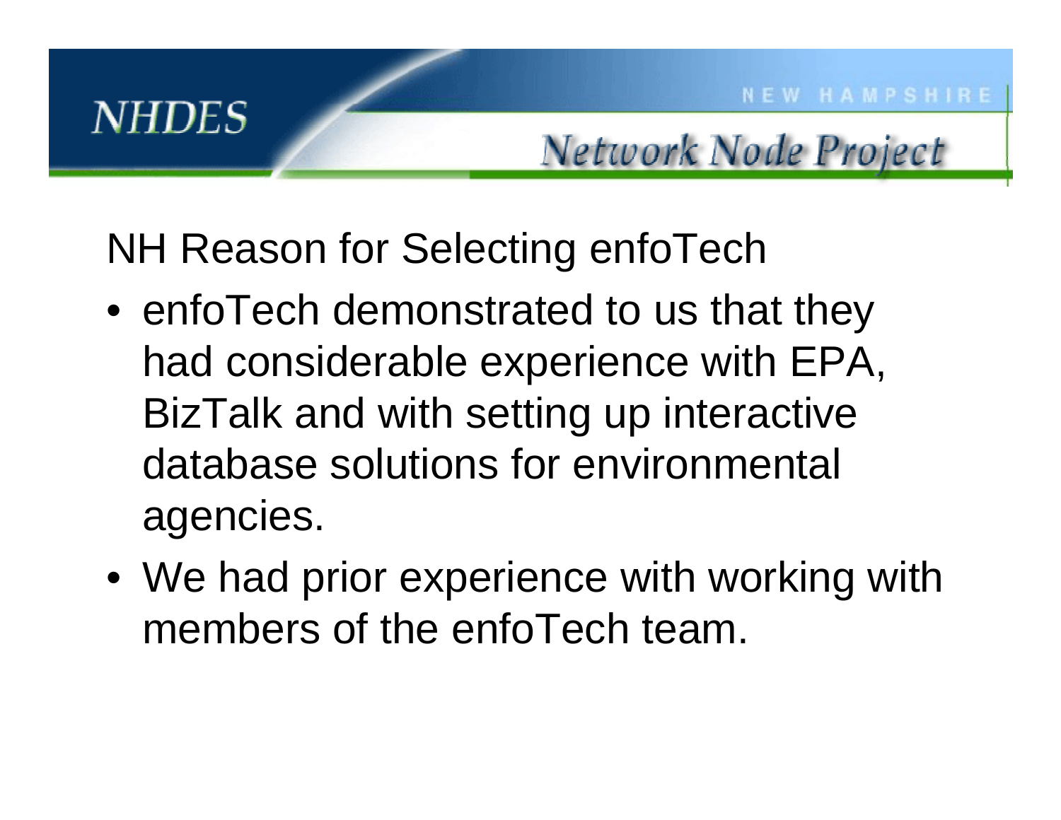## NH Reason for Selecting enfoTech

- enfoTech demonstrated to us that they had considerable experience with EPA, BizTalk and with setting up interactive database solutions for environmental agencies.
- We had prior experience with working with members of the enfoTech team.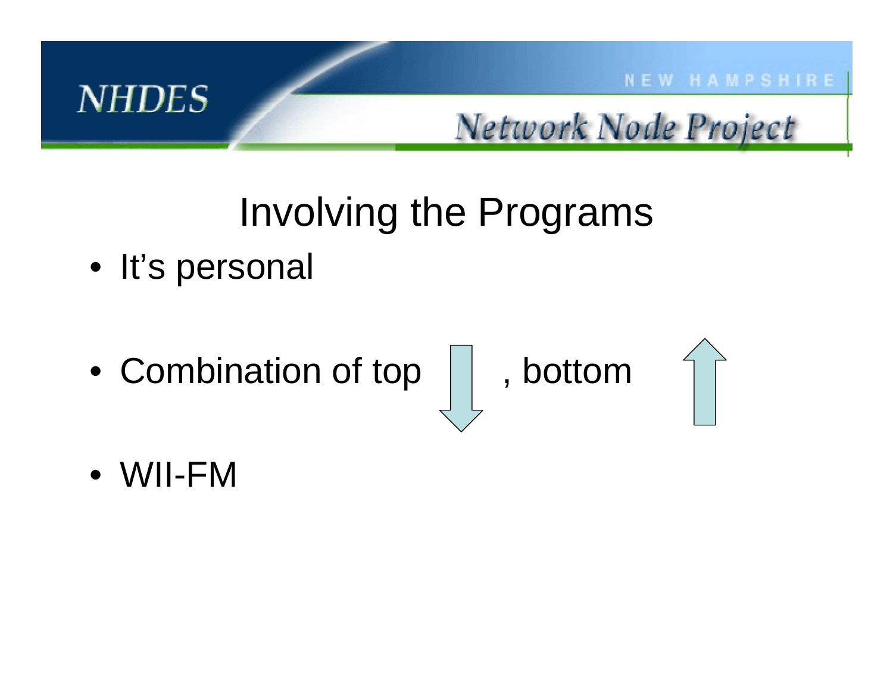# Involving the Programs

- It's personal
- Combination of top ↓, bottom ↑
- WII-FM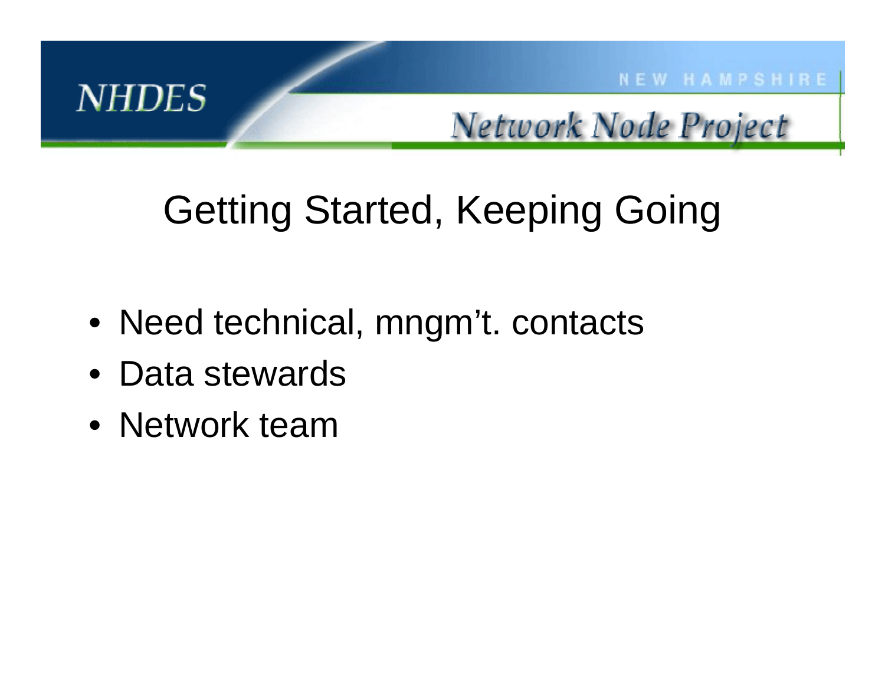# Getting Started, Keeping Going

- Need technical, mngm't. contacts
- Data stewards
- Network team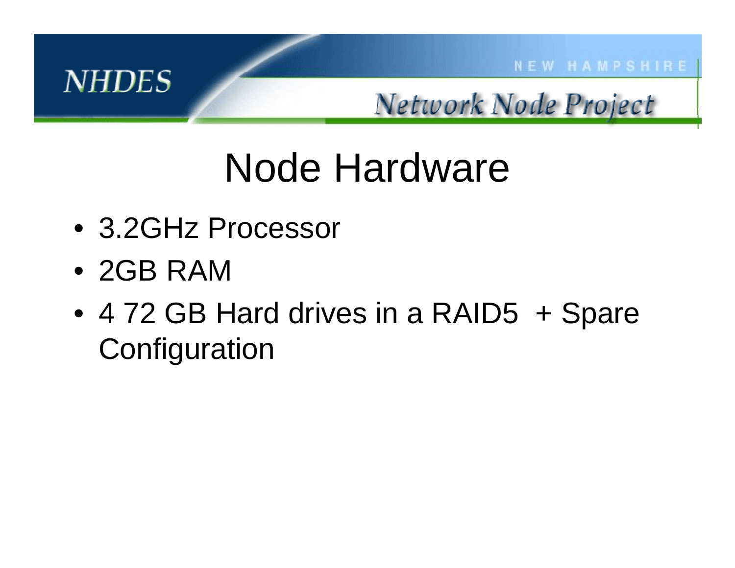# Node Hardware

- 3.2GHz Processor
- 2GB RAM
- 4 72 GB Hard drives in a RAID5 + Spare Configuration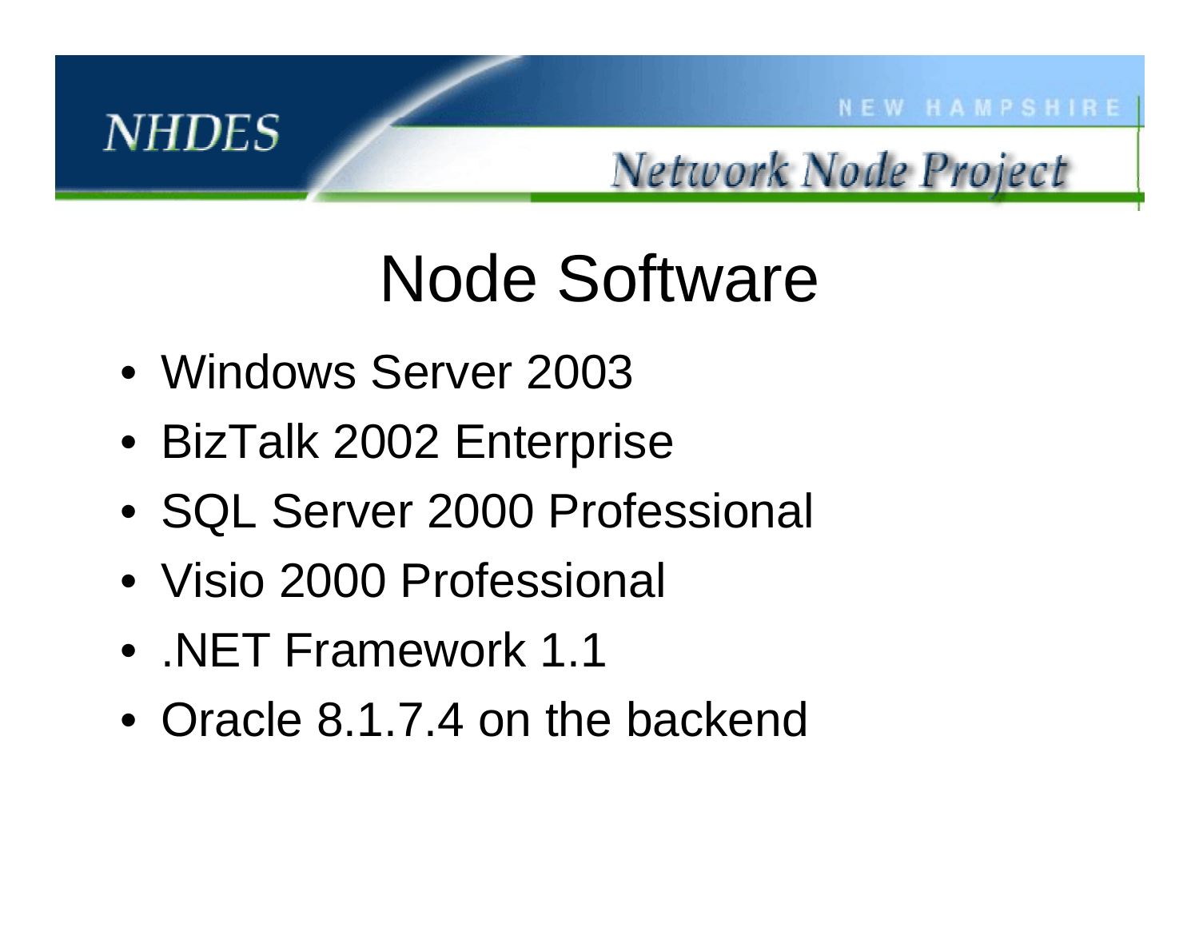# Node Software

- Windows Server 2003
- BizTalk 2002 Enterprise
- SQL Server 2000 Professional
- Visio 2000 Professional
- .NET Framework 1.1
- Oracle 8.1.7.4 on the backend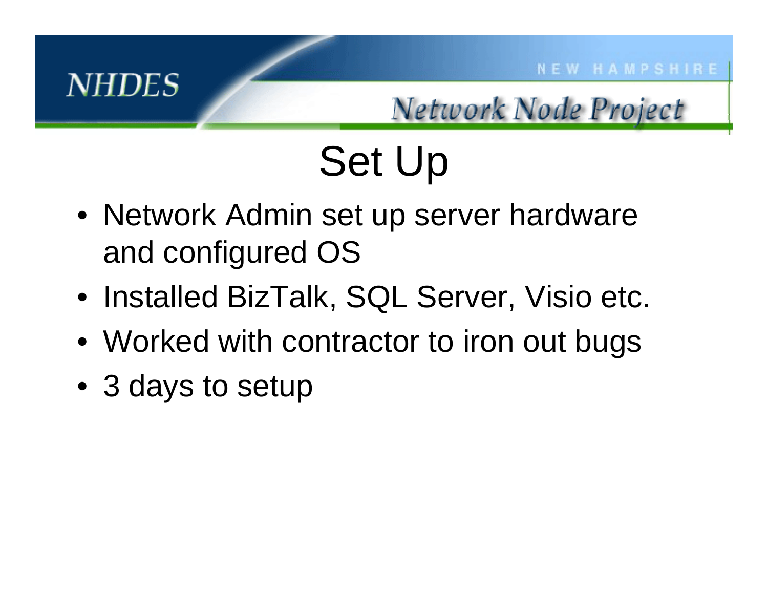# Set Up

- Network Admin set up server hardware and configured OS
- Installed BizTalk, SQL Server, Visio etc.
- Worked with contractor to iron out bugs
- 3 days to setup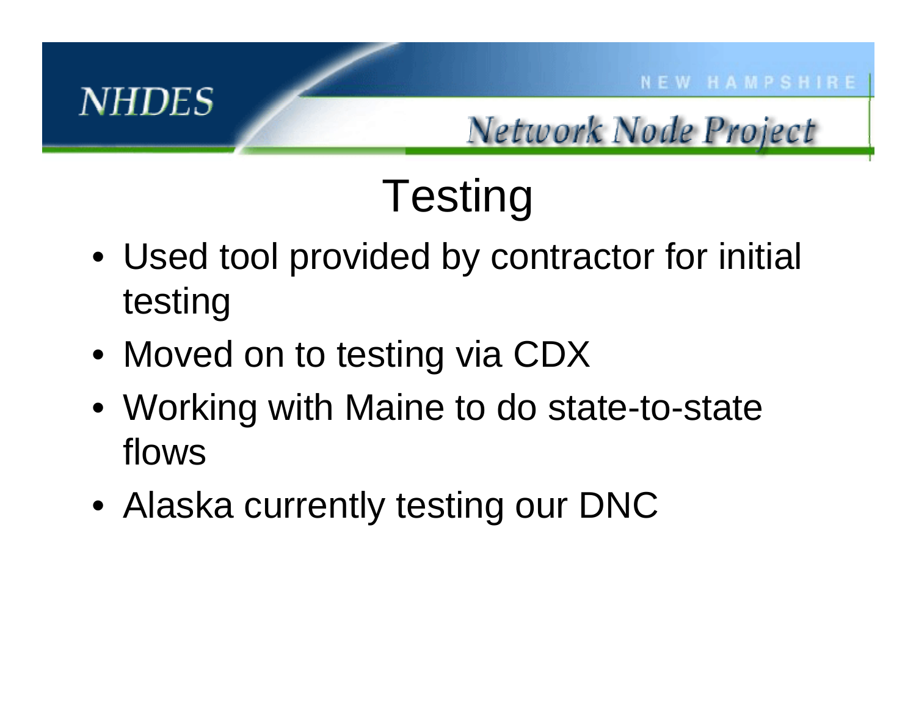# Testing

- Used tool provided by contractor for initial testing
- Moved on to testing via CDX
- Working with Maine to do state-to-state flows
- Alaska currently testing our DNC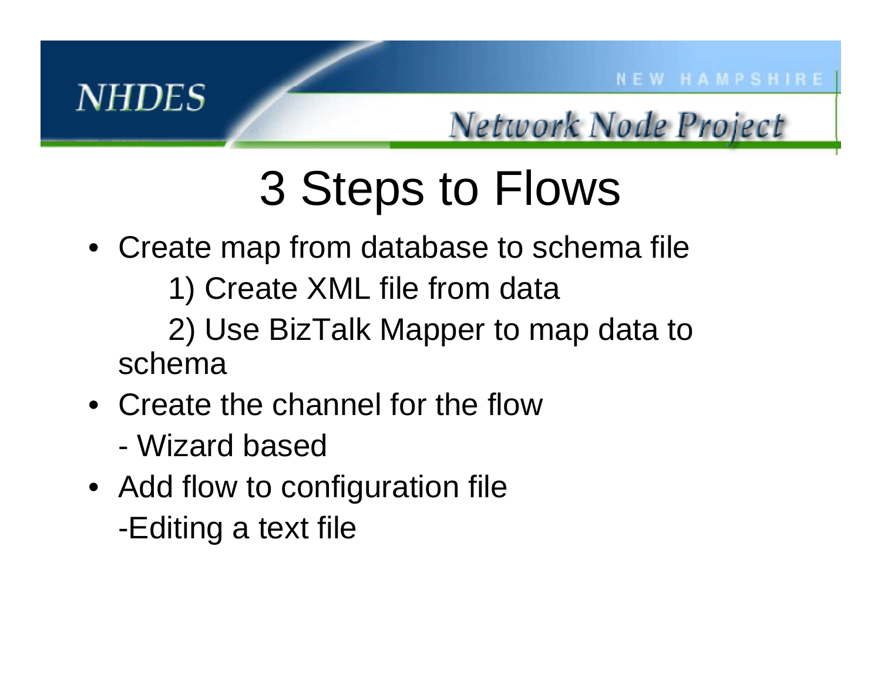# 3 Steps to Flows

- Create map from database to schema file
  1) Create XML file from data
  2) Use BizTalk Mapper to map data to schema
- Create the channel for the flow
  - Wizard based
- Add flow to configuration file
  -Editing a text file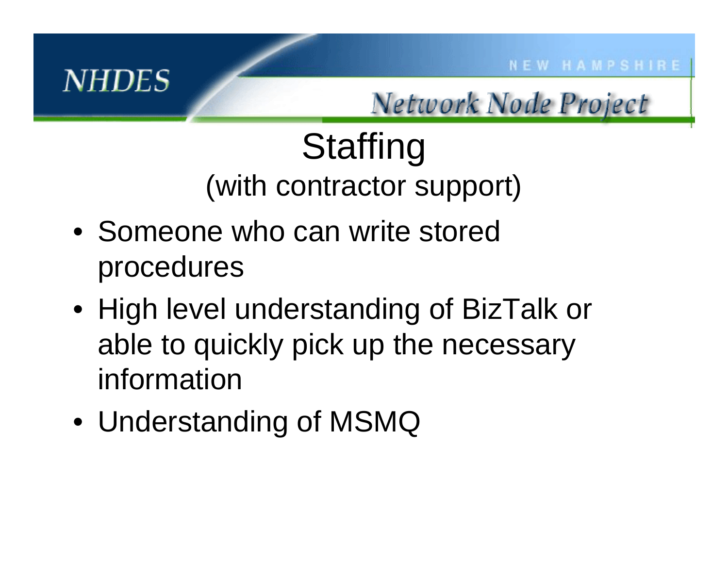# Staffing

## (with contractor support)

- Someone who can write stored procedures
- High level understanding of BizTalk or able to quickly pick up the necessary information
- Understanding of MSMQ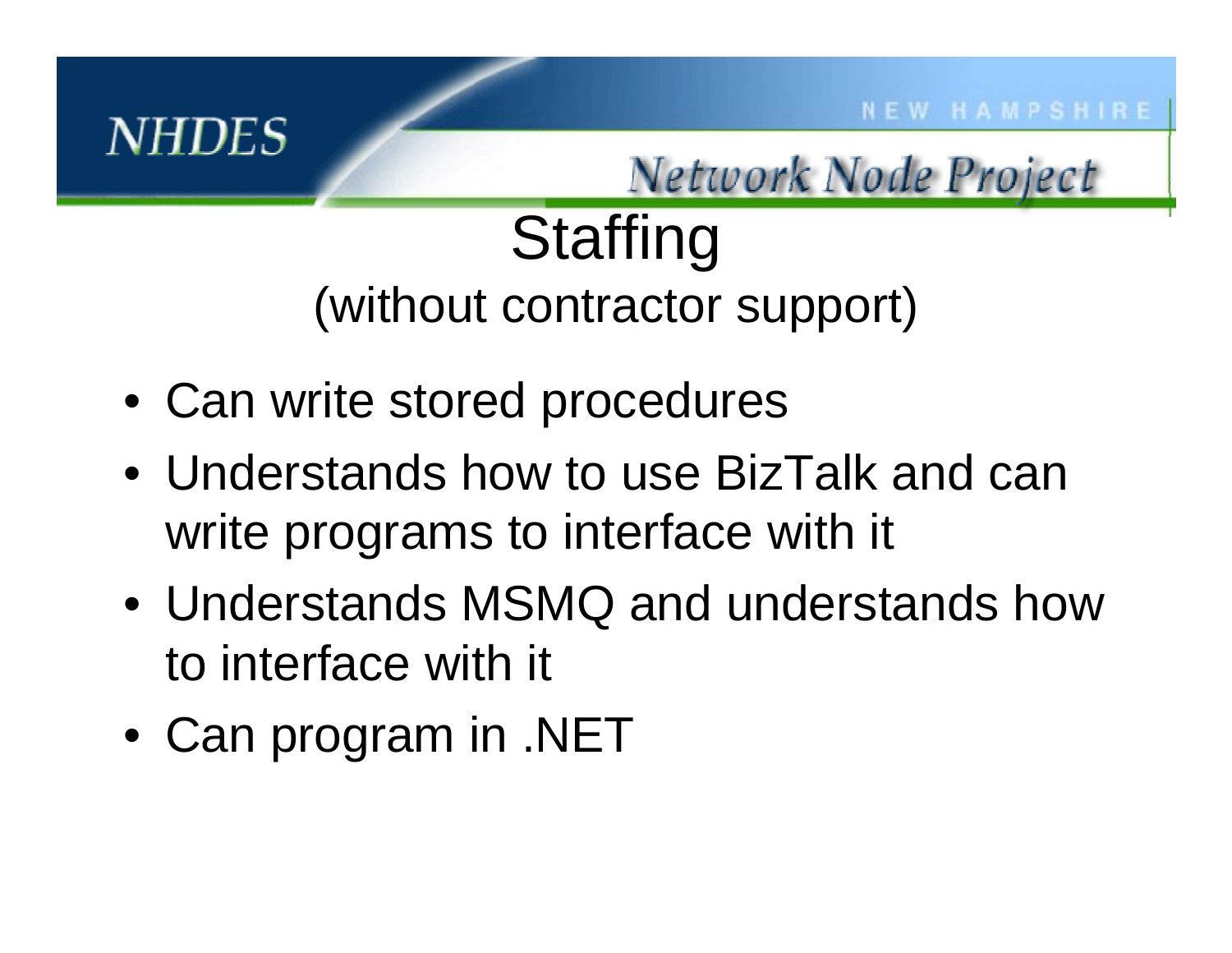# Staffing

(without contractor support)

- Can write stored procedures
- Understands how to use BizTalk and can write programs to interface with it
- Understands MSMQ and understands how to interface with it
- Can program in .NET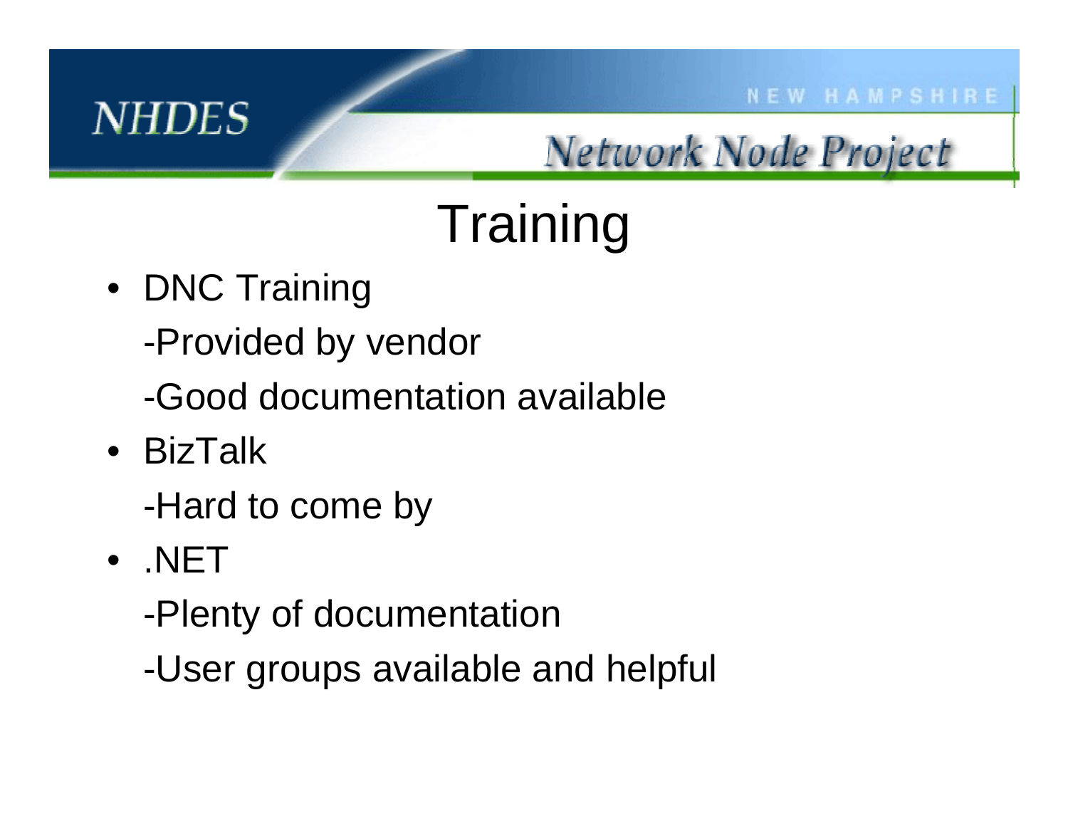# Training

- DNC Training

  -Provided by vendor

  -Good documentation available

- BizTalk

  -Hard to come by

- .NET

  -Plenty of documentation

  -User groups available and helpful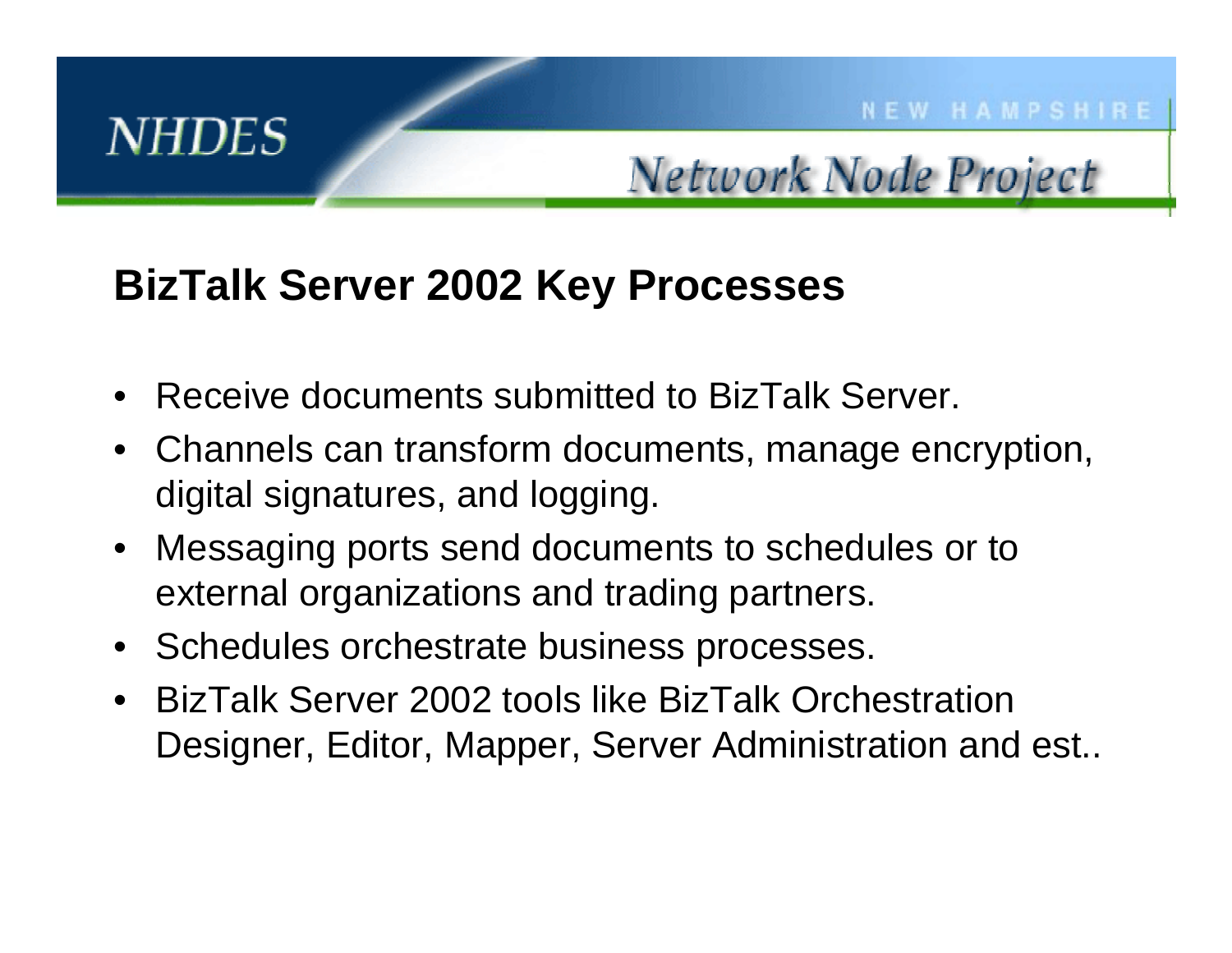## BizTalk Server 2002 Key Processes

- Receive documents submitted to BizTalk Server.
- Channels can transform documents, manage encryption, digital signatures, and logging.
- Messaging ports send documents to schedules or to external organizations and trading partners.
- Schedules orchestrate business processes.
- BizTalk Server 2002 tools like BizTalk Orchestration Designer, Editor, Mapper, Server Administration and est..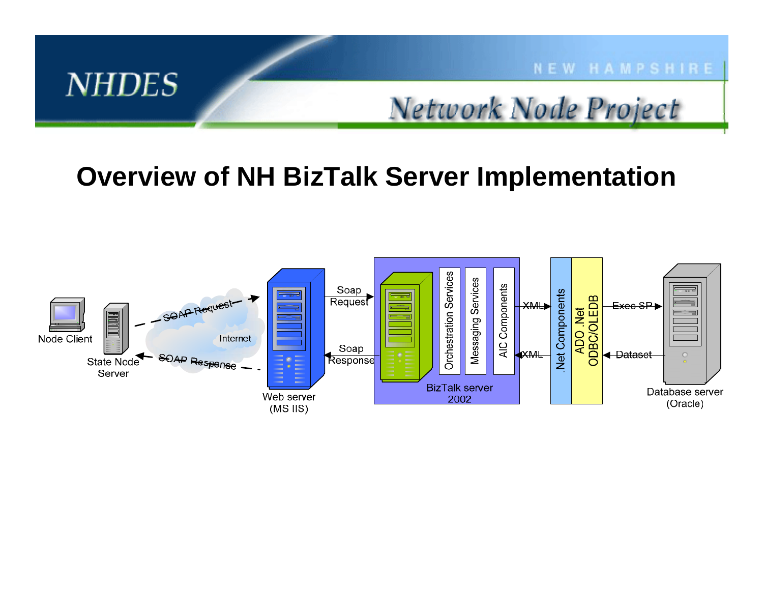# Overview of NH BizTalk Server Implementation

Node Client

State Node Server

SOAP Request

Internet

SOAP Response

Web server (MS IIS)

Soap Request

Soap Response

Orchestration Services

Messaging Services

AIC Components

BizTalk server 2002

XML

XML

.Net Components

ADO .Net ODBC/OLEDB

Exec SP

Dataset

Database server (Oracle)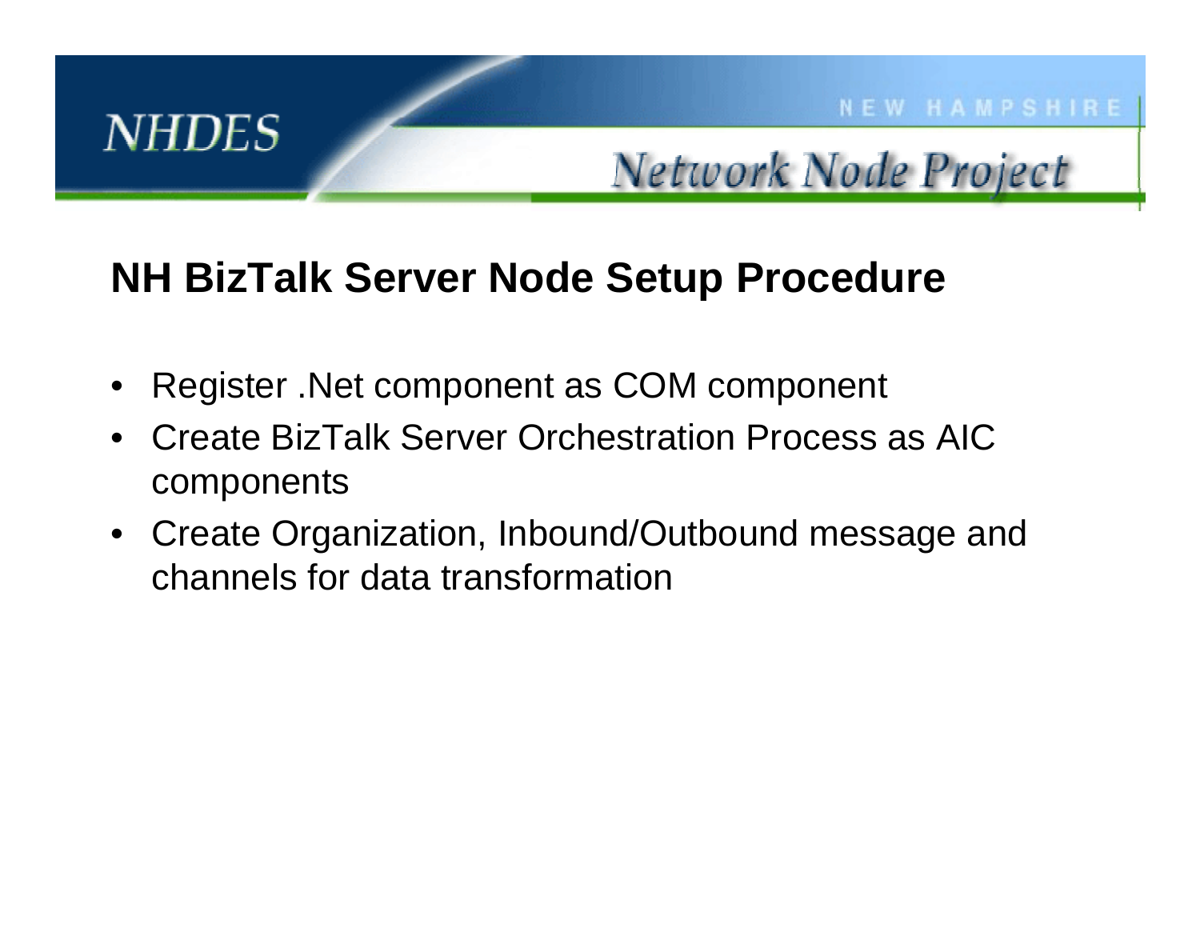## NH BizTalk Server Node Setup Procedure

- Register .Net component as COM component
- Create BizTalk Server Orchestration Process as AIC components
- Create Organization, Inbound/Outbound message and channels for data transformation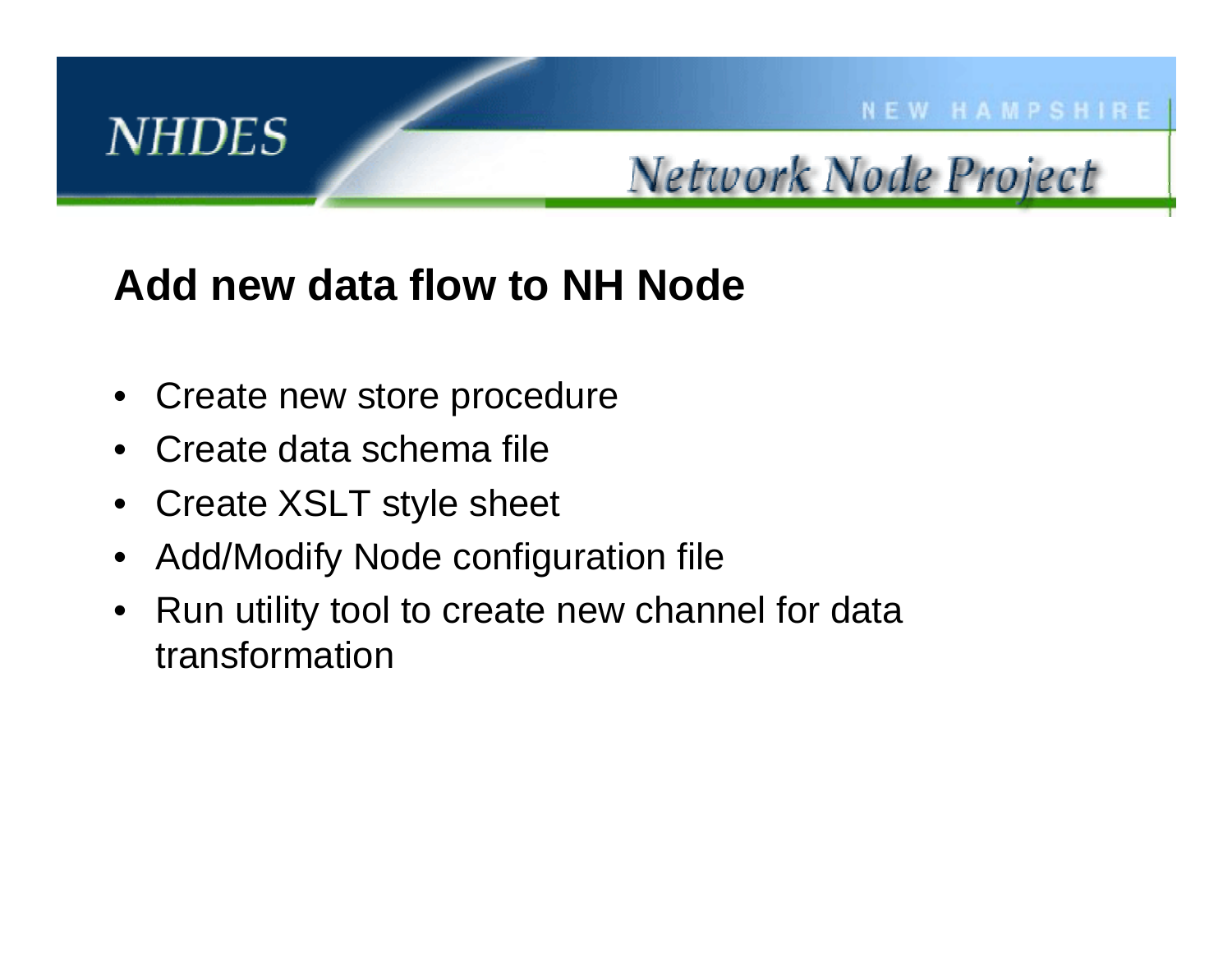## Add new data flow to NH Node

- Create new store procedure
- Create data schema file
- Create XSLT style sheet
- Add/Modify Node configuration file
- Run utility tool to create new channel for data transformation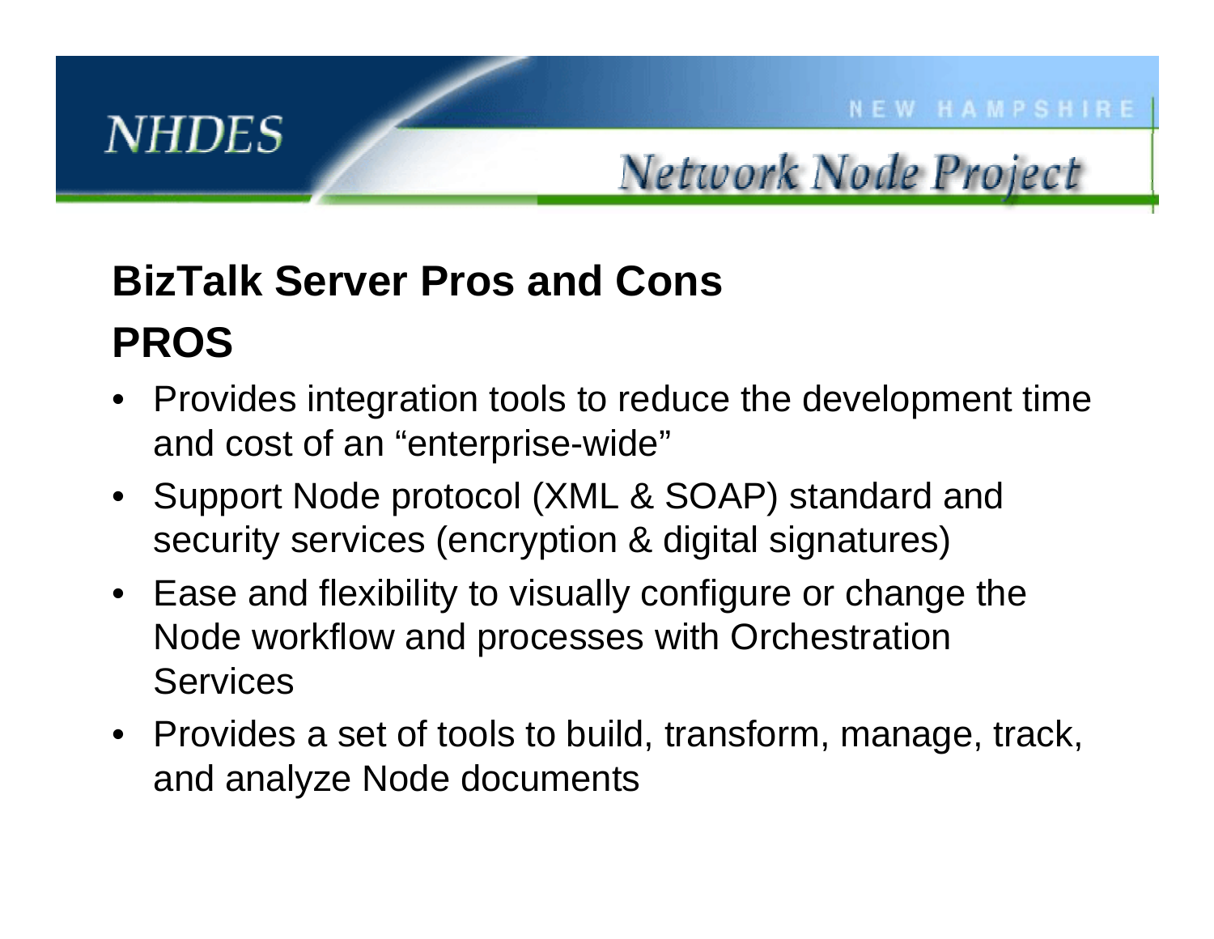## BizTalk Server Pros and Cons

## PROS

- Provides integration tools to reduce the development time and cost of an “enterprise-wide”
- Support Node protocol (XML & SOAP) standard and security services (encryption & digital signatures)
- Ease and flexibility to visually configure or change the Node workflow and processes with Orchestration Services
- Provides a set of tools to build, transform, manage, track, and analyze Node documents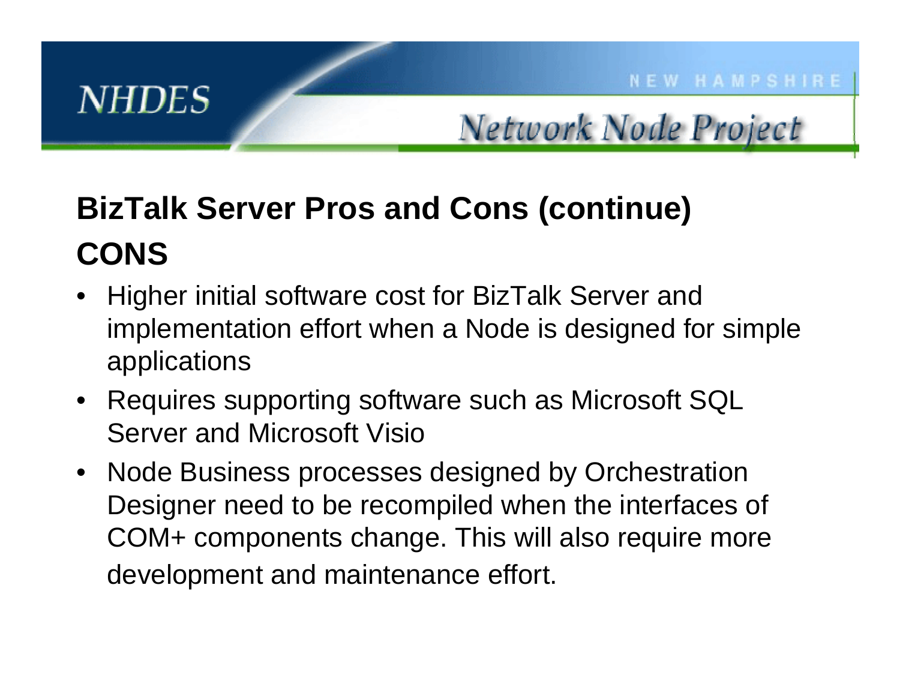## BizTalk Server Pros and Cons (continue)

## CONS

- Higher initial software cost for BizTalk Server and implementation effort when a Node is designed for simple applications
- Requires supporting software such as Microsoft SQL Server and Microsoft Visio
- Node Business processes designed by Orchestration Designer need to be recompiled when the interfaces of COM+ components change. This will also require more development and maintenance effort.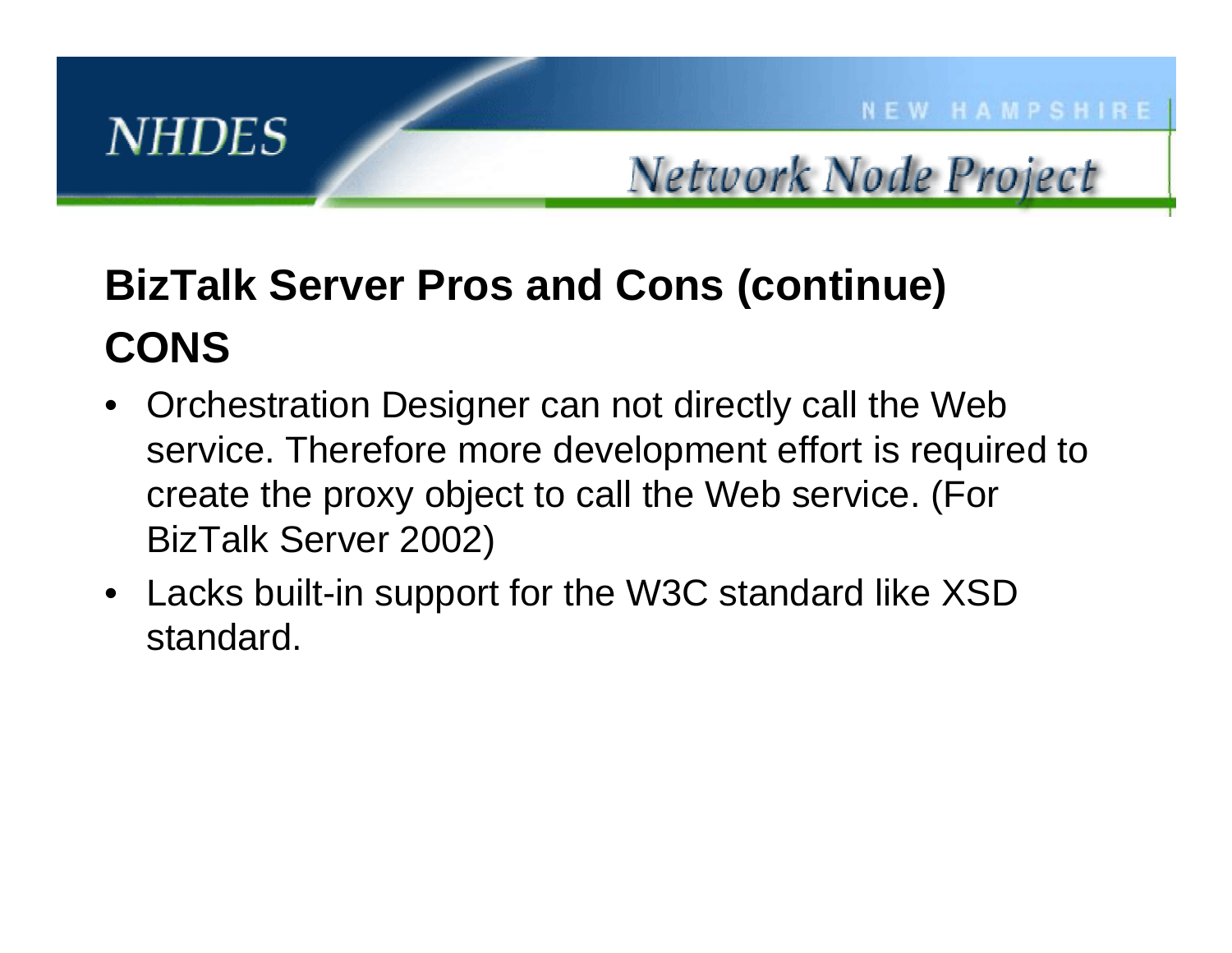## BizTalk Server Pros and Cons (continue)

## CONS

- Orchestration Designer can not directly call the Web service. Therefore more development effort is required to create the proxy object to call the Web service. (For BizTalk Server 2002)
- Lacks built-in support for the W3C standard like XSD standard.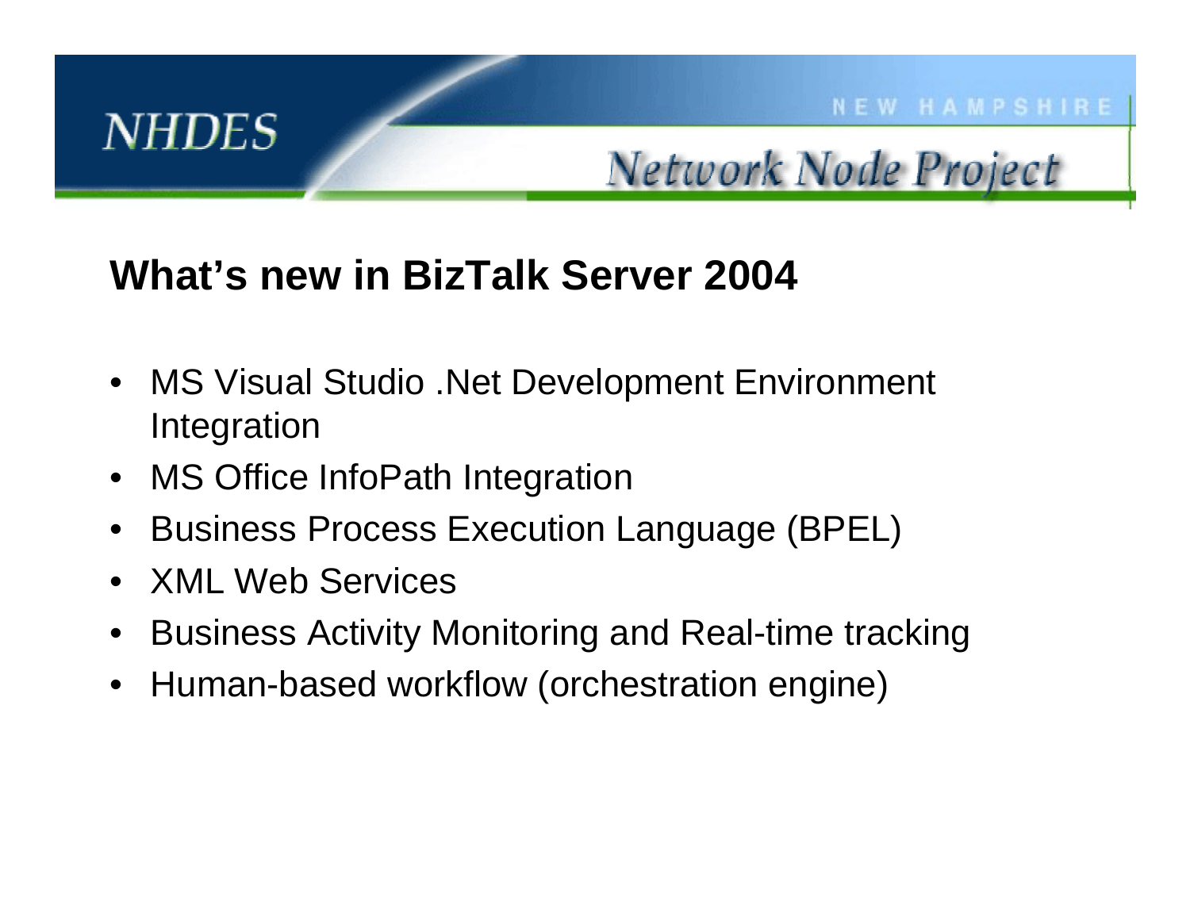## What's new in BizTalk Server 2004

- MS Visual Studio .Net Development Environment Integration
- MS Office InfoPath Integration
- Business Process Execution Language (BPEL)
- XML Web Services
- Business Activity Monitoring and Real-time tracking
- Human-based workflow (orchestration engine)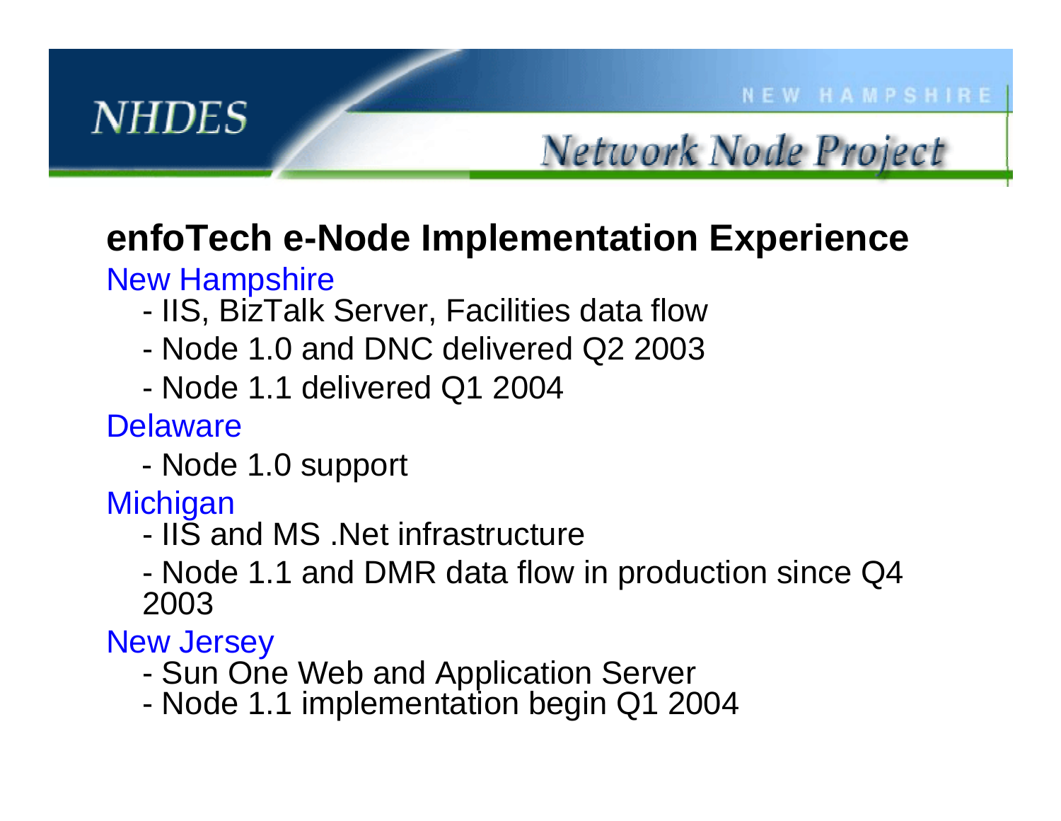## enfoTech e-Node Implementation Experience

New Hampshire

- IIS, BizTalk Server, Facilities data flow
- Node 1.0 and DNC delivered Q2 2003
- Node 1.1 delivered Q1 2004

Delaware

- Node 1.0 support

Michigan

- IIS and MS .Net infrastructure
- Node 1.1 and DMR data flow in production since Q4 2003

New Jersey

- Sun One Web and Application Server
- Node 1.1 implementation begin Q1 2004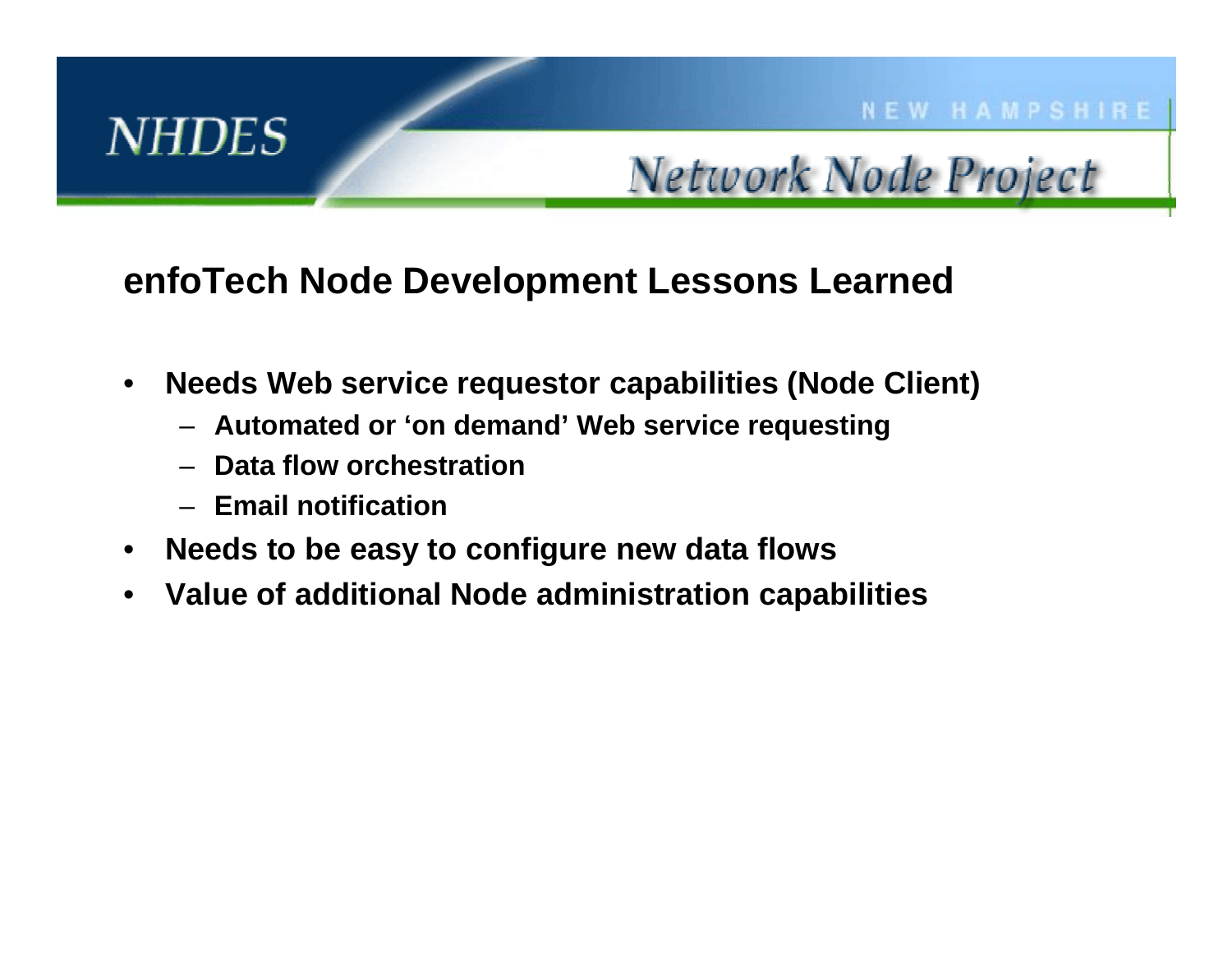## enfoTech Node Development Lessons Learned

- **Needs Web service requestor capabilities (Node Client)**
  - **Automated or 'on demand' Web service requesting**
  - **Data flow orchestration**
  - **Email notification**
- **Needs to be easy to configure new data flows**
- **Value of additional Node administration capabilities**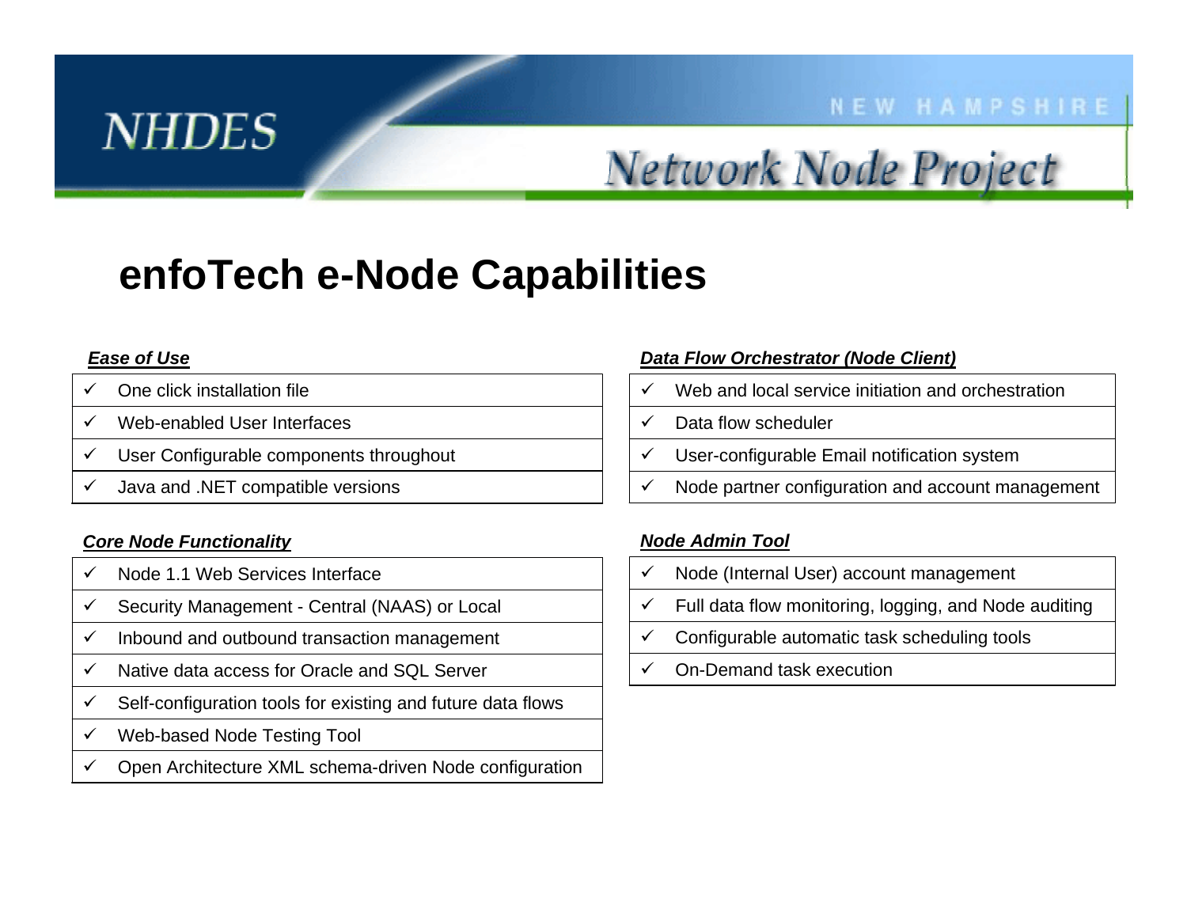# enfoTech e-Node Capabilities

***Ease of Use***

| | |
|---|---|
| ✓ | One click installation file |
| ✓ | Web-enabled User Interfaces |
| ✓ | User Configurable components throughout |
| ✓ | Java and .NET compatible versions |

***Core Node Functionality***

| | |
|---|---|
| ✓ | Node 1.1 Web Services Interface |
| ✓ | Security Management - Central (NAAS) or Local |
| ✓ | Inbound and outbound transaction management |
| ✓ | Native data access for Oracle and SQL Server |
| ✓ | Self-configuration tools for existing and future data flows |
| ✓ | Web-based Node Testing Tool |
| ✓ | Open Architecture XML schema-driven Node configuration |

***Data Flow Orchestrator (Node Client)***

| | |
|---|---|
| ✓ | Web and local service initiation and orchestration |
| ✓ | Data flow scheduler |
| ✓ | User-configurable Email notification system |
| ✓ | Node partner configuration and account management |

***Node Admin Tool***

| | |
|---|---|
| ✓ | Node (Internal User) account management |
| ✓ | Full data flow monitoring, logging, and Node auditing |
| ✓ | Configurable automatic task scheduling tools |
| ✓ | On-Demand task execution |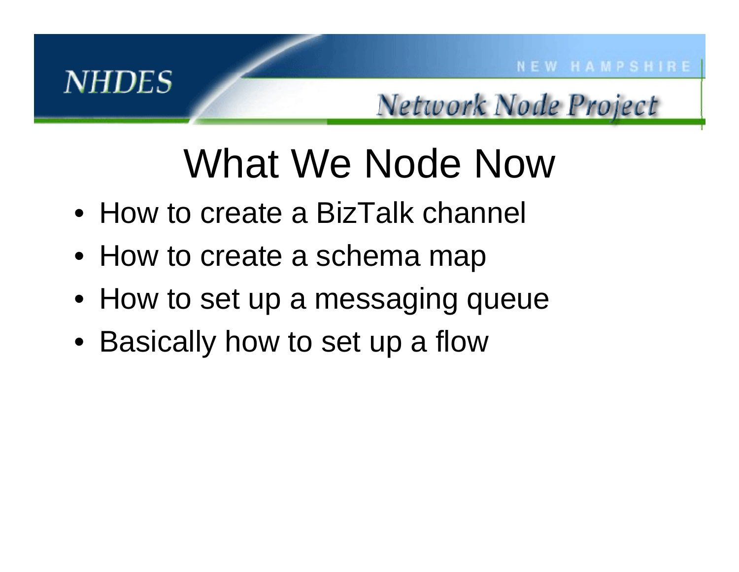# What We Node Now

- How to create a BizTalk channel
- How to create a schema map
- How to set up a messaging queue
- Basically how to set up a flow